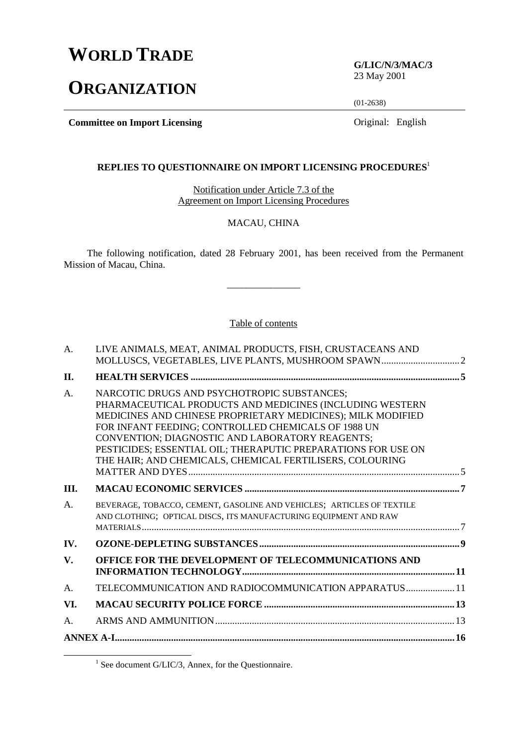# WORLD TRADE ORGANIZATION

**G/LIC/N/3/MAC/3**
23 May 2001

(01-2638)

**Committee on Import Licensing**

Original: English

**REPLIES TO QUESTIONNAIRE ON IMPORT LICENSING PROCEDURES**[1]

Notification under Article 7.3 of the Agreement on Import Licensing Procedures

MACAU, CHINA

The following notification, dated 28 February 2001, has been received from the Permanent Mission of Macau, China.

_______________

Table of contents

| | | |
|---|---|---|
| A. | LIVE ANIMALS, MEAT, ANIMAL PRODUCTS, FISH, CRUSTACEANS AND MOLLUSCS, VEGETABLES, LIVE PLANTS, MUSHROOM SPAWN | 2 |
| **II.** | **HEALTH SERVICES** | **5** |
| A. | NARCOTIC DRUGS AND PSYCHOTROPIC SUBSTANCES; PHARMACEUTICAL PRODUCTS AND MEDICINES (INCLUDING WESTERN MEDICINES AND CHINESE PROPRIETARY MEDICINES); MILK MODIFIED FOR INFANT FEEDING; CONTROLLED CHEMICALS OF 1988 UN CONVENTION; DIAGNOSTIC AND LABORATORY REAGENTS; PESTICIDES; ESSENTIAL OIL; THERAPUTIC PREPARATIONS FOR USE ON THE HAIR; AND CHEMICALS, CHEMICAL FERTILISERS, COLOURING MATTER AND DYES | 5 |
| **III.** | **MACAU ECONOMIC SERVICES** | **7** |
| A. | BEVERAGE, TOBACCO, CEMENT, GASOLINE AND VEHICLES; ARTICLES OF TEXTILE AND CLOTHING; OPTICAL DISCS, ITS MANUFACTURING EQUIPMENT AND RAW MATERIALS | 7 |
| **IV.** | **OZONE-DEPLETING SUBSTANCES** | **9** |
| **V.** | **OFFICE FOR THE DEVELOPMENT OF TELECOMMUNICATIONS AND INFORMATION TECHNOLOGY** | **11** |
| A. | TELECOMMUNICATION AND RADIOCOMMUNICATION APPARATUS | 11 |
| **VI.** | **MACAU SECURITY POLICE FORCE** | **13** |
| A. | ARMS AND AMMUNITION | 13 |
| **ANNEX A-I** | | **16** |

[1] See document G/LIC/3, Annex, for the Questionnaire.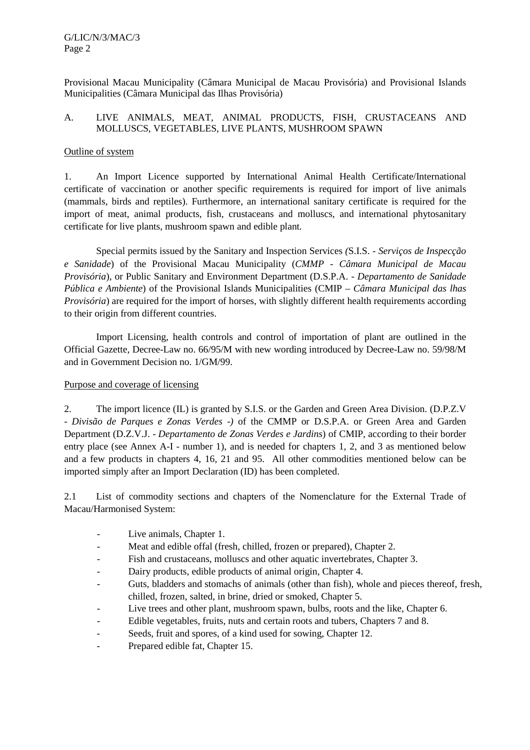Provisional Macau Municipality (Câmara Municipal de Macau Provisória) and Provisional Islands Municipalities (Câmara Municipal das Ilhas Provisória)

## A. LIVE ANIMALS, MEAT, ANIMAL PRODUCTS, FISH, CRUSTACEANS AND MOLLUSCS, VEGETABLES, LIVE PLANTS, MUSHROOM SPAWN

### Outline of system

1. An Import Licence supported by International Animal Health Certificate/International certificate of vaccination or another specific requirements is required for import of live animals (mammals, birds and reptiles). Furthermore, an international sanitary certificate is required for the import of meat, animal products, fish, crustaceans and molluscs, and international phytosanitary certificate for live plants, mushroom spawn and edible plant.

Special permits issued by the Sanitary and Inspection Services *(*S.I.S. - *Serviços de Inspecção e Sanidade*) of the Provisional Macau Municipality (*CMMP - Câmara Municipal de Macau Provisória*), or Public Sanitary and Environment Department (D.S.P.A. - *Departamento de Sanidade Pública e Ambiente*) of the Provisional Islands Municipalities (CMIP – *Câmara Municipal das lhas Provisória*) are required for the import of horses, with slightly different health requirements according to their origin from different countries.

Import Licensing, health controls and control of importation of plant are outlined in the Official Gazette, Decree-Law no. 66/95/M with new wording introduced by Decree-Law no. 59/98/M and in Government Decision no. 1/GM/99.

### Purpose and coverage of licensing

2. The import licence (IL) is granted by S.I.S. or the Garden and Green Area Division. (D.P.Z.V - *Divisão de Parques e Zonas Verdes -)* of the CMMP or D.S.P.A. or Green Area and Garden Department (D.Z.V.J. - *Departamento de Zonas Verdes e Jardins*) of CMIP, according to their border entry place (see Annex A-I - number 1), and is needed for chapters 1, 2, and 3 as mentioned below and a few products in chapters 4, 16, 21 and 95. All other commodities mentioned below can be imported simply after an Import Declaration (ID) has been completed.

2.1 List of commodity sections and chapters of the Nomenclature for the External Trade of Macau/Harmonised System:

- Live animals, Chapter 1.
- Meat and edible offal (fresh, chilled, frozen or prepared), Chapter 2.
- Fish and crustaceans, molluscs and other aquatic invertebrates, Chapter 3.
- Dairy products, edible products of animal origin, Chapter 4.
- Guts, bladders and stomachs of animals (other than fish), whole and pieces thereof, fresh, chilled, frozen, salted, in brine, dried or smoked, Chapter 5.
- Live trees and other plant, mushroom spawn, bulbs, roots and the like, Chapter 6.
- Edible vegetables, fruits, nuts and certain roots and tubers, Chapters 7 and 8.
- Seeds, fruit and spores, of a kind used for sowing, Chapter 12.
- Prepared edible fat, Chapter 15.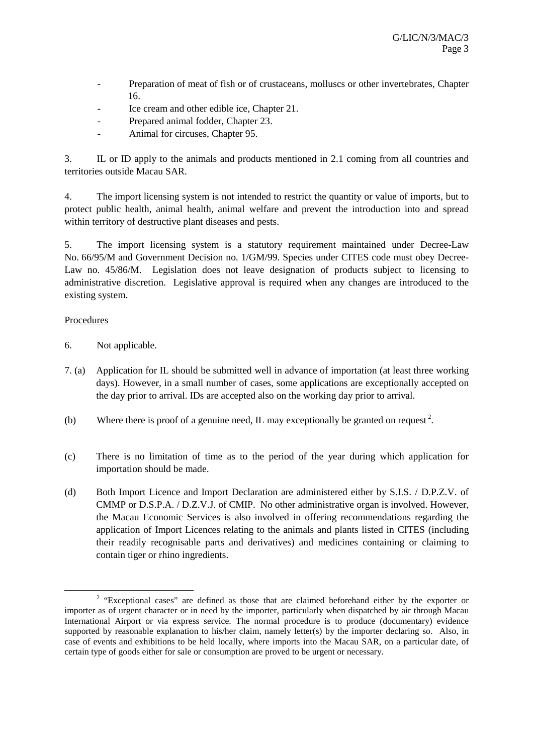- Preparation of meat of fish or of crustaceans, molluscs or other invertebrates, Chapter 16.
- Ice cream and other edible ice, Chapter 21.
- Prepared animal fodder, Chapter 23.
- Animal for circuses, Chapter 95.

3. IL or ID apply to the animals and products mentioned in 2.1 coming from all countries and territories outside Macau SAR.

4. The import licensing system is not intended to restrict the quantity or value of imports, but to protect public health, animal health, animal welfare and prevent the introduction into and spread within territory of destructive plant diseases and pests.

5. The import licensing system is a statutory requirement maintained under Decree-Law No. 66/95/M and Government Decision no. 1/GM/99. Species under CITES code must obey Decree-Law no. 45/86/M. Legislation does not leave designation of products subject to licensing to administrative discretion. Legislative approval is required when any changes are introduced to the existing system.

Procedures

6. Not applicable.

7. (a) Application for IL should be submitted well in advance of importation (at least three working days). However, in a small number of cases, some applications are exceptionally accepted on the day prior to arrival. IDs are accepted also on the working day prior to arrival.

(b) Where there is proof of a genuine need, IL may exceptionally be granted on request [2].

(c) There is no limitation of time as to the period of the year during which application for importation should be made.

(d) Both Import Licence and Import Declaration are administered either by S.I.S. / D.P.Z.V. of CMMP or D.S.P.A. / D.Z.V.J. of CMIP. No other administrative organ is involved. However, the Macau Economic Services is also involved in offering recommendations regarding the application of Import Licences relating to the animals and plants listed in CITES (including their readily recognisable parts and derivatives) and medicines containing or claiming to contain tiger or rhino ingredients.

[2] "Exceptional cases" are defined as those that are claimed beforehand either by the exporter or importer as of urgent character or in need by the importer, particularly when dispatched by air through Macau International Airport or via express service. The normal procedure is to produce (documentary) evidence supported by reasonable explanation to his/her claim, namely letter(s) by the importer declaring so. Also, in case of events and exhibitions to be held locally, where imports into the Macau SAR, on a particular date, of certain type of goods either for sale or consumption are proved to be urgent or necessary.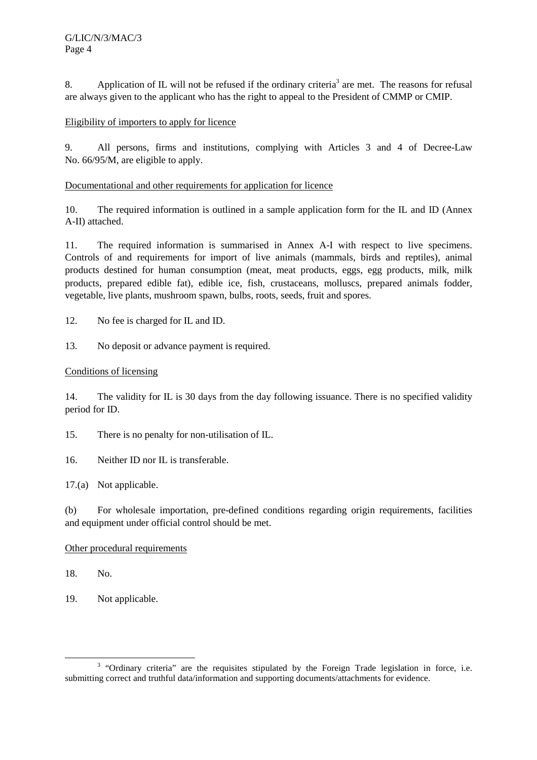8. Application of IL will not be refused if the ordinary criteria[3] are met. The reasons for refusal are always given to the applicant who has the right to appeal to the President of CMMP or CMIP.

Eligibility of importers to apply for licence

9. All persons, firms and institutions, complying with Articles 3 and 4 of Decree-Law No. 66/95/M, are eligible to apply.

Documentational and other requirements for application for licence

10. The required information is outlined in a sample application form for the IL and ID (Annex A-II) attached.

11. The required information is summarised in Annex A-I with respect to live specimens. Controls of and requirements for import of live animals (mammals, birds and reptiles), animal products destined for human consumption (meat, meat products, eggs, egg products, milk, milk products, prepared edible fat), edible ice, fish, crustaceans, molluscs, prepared animals fodder, vegetable, live plants, mushroom spawn, bulbs, roots, seeds, fruit and spores.

12. No fee is charged for IL and ID.

13. No deposit or advance payment is required.

Conditions of licensing

14. The validity for IL is 30 days from the day following issuance. There is no specified validity period for ID.

15. There is no penalty for non-utilisation of IL.

16. Neither ID nor IL is transferable.

17.(a) Not applicable.

(b) For wholesale importation, pre-defined conditions regarding origin requirements, facilities and equipment under official control should be met.

Other procedural requirements

18. No.

19. Not applicable.

[3] "Ordinary criteria" are the requisites stipulated by the Foreign Trade legislation in force, i.e. submitting correct and truthful data/information and supporting documents/attachments for evidence.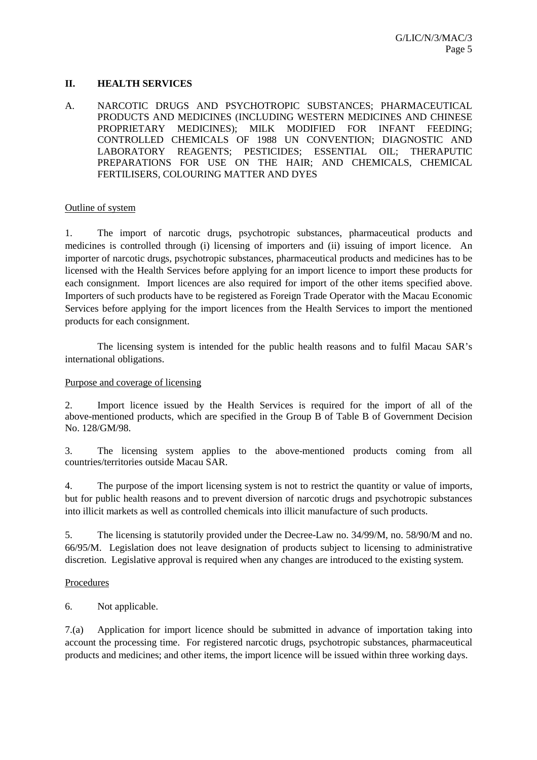## II. HEALTH SERVICES

A. NARCOTIC DRUGS AND PSYCHOTROPIC SUBSTANCES; PHARMACEUTICAL PRODUCTS AND MEDICINES (INCLUDING WESTERN MEDICINES AND CHINESE PROPRIETARY MEDICINES); MILK MODIFIED FOR INFANT FEEDING; CONTROLLED CHEMICALS OF 1988 UN CONVENTION; DIAGNOSTIC AND LABORATORY REAGENTS; PESTICIDES; ESSENTIAL OIL; THERAPUTIC PREPARATIONS FOR USE ON THE HAIR; AND CHEMICALS, CHEMICAL FERTILISERS, COLOURING MATTER AND DYES

Outline of system

1. The import of narcotic drugs, psychotropic substances, pharmaceutical products and medicines is controlled through (i) licensing of importers and (ii) issuing of import licence. An importer of narcotic drugs, psychotropic substances, pharmaceutical products and medicines has to be licensed with the Health Services before applying for an import licence to import these products for each consignment. Import licences are also required for import of the other items specified above. Importers of such products have to be registered as Foreign Trade Operator with the Macau Economic Services before applying for the import licences from the Health Services to import the mentioned products for each consignment.

The licensing system is intended for the public health reasons and to fulfil Macau SAR's international obligations.

Purpose and coverage of licensing

2. Import licence issued by the Health Services is required for the import of all of the above-mentioned products, which are specified in the Group B of Table B of Government Decision No. 128/GM/98.

3. The licensing system applies to the above-mentioned products coming from all countries/territories outside Macau SAR.

4. The purpose of the import licensing system is not to restrict the quantity or value of imports, but for public health reasons and to prevent diversion of narcotic drugs and psychotropic substances into illicit markets as well as controlled chemicals into illicit manufacture of such products.

5. The licensing is statutorily provided under the Decree-Law no. 34/99/M, no. 58/90/M and no. 66/95/M. Legislation does not leave designation of products subject to licensing to administrative discretion. Legislative approval is required when any changes are introduced to the existing system.

Procedures

6. Not applicable.

7.(a) Application for import licence should be submitted in advance of importation taking into account the processing time. For registered narcotic drugs, psychotropic substances, pharmaceutical products and medicines; and other items, the import licence will be issued within three working days.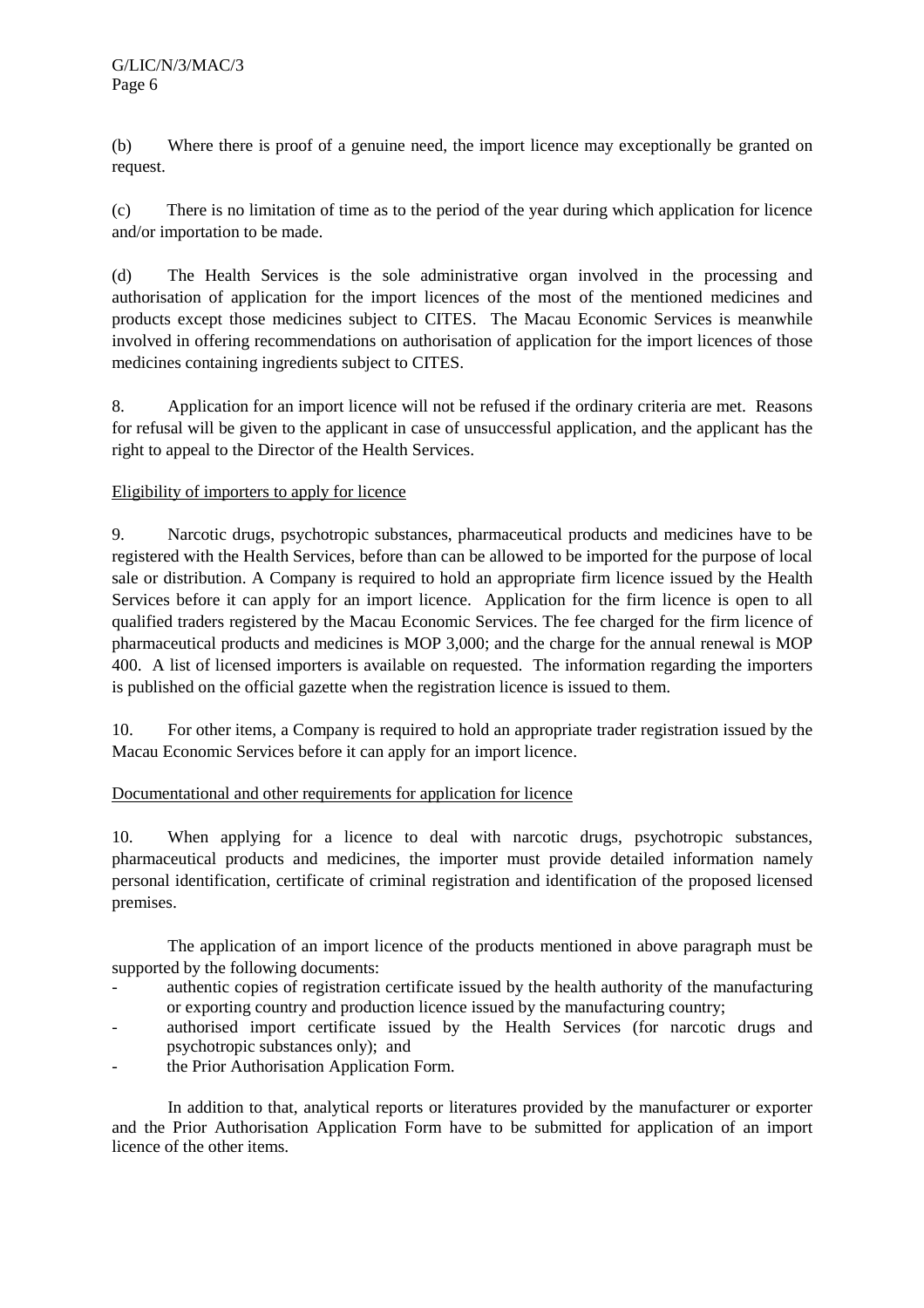(b) Where there is proof of a genuine need, the import licence may exceptionally be granted on request.

(c) There is no limitation of time as to the period of the year during which application for licence and/or importation to be made.

(d) The Health Services is the sole administrative organ involved in the processing and authorisation of application for the import licences of the most of the mentioned medicines and products except those medicines subject to CITES. The Macau Economic Services is meanwhile involved in offering recommendations on authorisation of application for the import licences of those medicines containing ingredients subject to CITES.

8. Application for an import licence will not be refused if the ordinary criteria are met. Reasons for refusal will be given to the applicant in case of unsuccessful application, and the applicant has the right to appeal to the Director of the Health Services.

Eligibility of importers to apply for licence

9. Narcotic drugs, psychotropic substances, pharmaceutical products and medicines have to be registered with the Health Services, before than can be allowed to be imported for the purpose of local sale or distribution. A Company is required to hold an appropriate firm licence issued by the Health Services before it can apply for an import licence. Application for the firm licence is open to all qualified traders registered by the Macau Economic Services. The fee charged for the firm licence of pharmaceutical products and medicines is MOP 3,000; and the charge for the annual renewal is MOP 400. A list of licensed importers is available on requested. The information regarding the importers is published on the official gazette when the registration licence is issued to them.

10. For other items, a Company is required to hold an appropriate trader registration issued by the Macau Economic Services before it can apply for an import licence.

Documentational and other requirements for application for licence

10. When applying for a licence to deal with narcotic drugs, psychotropic substances, pharmaceutical products and medicines, the importer must provide detailed information namely personal identification, certificate of criminal registration and identification of the proposed licensed premises.

The application of an import licence of the products mentioned in above paragraph must be supported by the following documents:

- authentic copies of registration certificate issued by the health authority of the manufacturing or exporting country and production licence issued by the manufacturing country;
- authorised import certificate issued by the Health Services (for narcotic drugs and psychotropic substances only); and
- the Prior Authorisation Application Form.

In addition to that, analytical reports or literatures provided by the manufacturer or exporter and the Prior Authorisation Application Form have to be submitted for application of an import licence of the other items.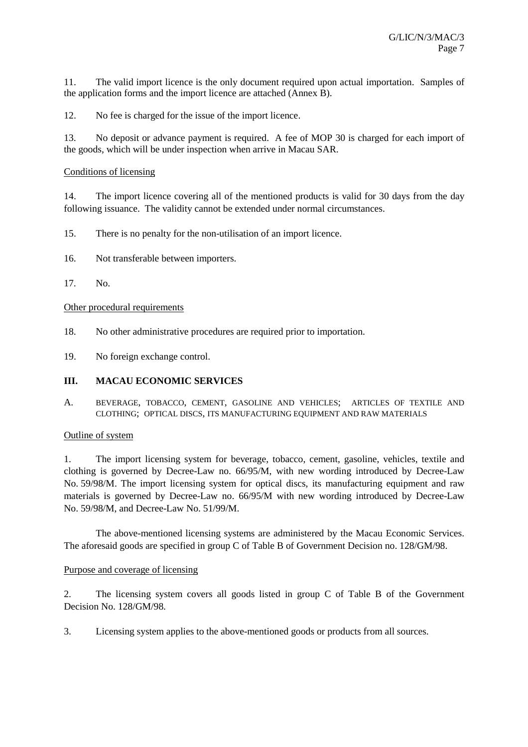11. The valid import licence is the only document required upon actual importation. Samples of the application forms and the import licence are attached (Annex B).

12. No fee is charged for the issue of the import licence.

13. No deposit or advance payment is required. A fee of MOP 30 is charged for each import of the goods, which will be under inspection when arrive in Macau SAR.

Conditions of licensing

14. The import licence covering all of the mentioned products is valid for 30 days from the day following issuance. The validity cannot be extended under normal circumstances.

15. There is no penalty for the non-utilisation of an import licence.

16. Not transferable between importers.

17. No.

Other procedural requirements

18. No other administrative procedures are required prior to importation.

19. No foreign exchange control.

## III. MACAU ECONOMIC SERVICES

### A. BEVERAGE, TOBACCO, CEMENT, GASOLINE AND VEHICLES; ARTICLES OF TEXTILE AND CLOTHING; OPTICAL DISCS, ITS MANUFACTURING EQUIPMENT AND RAW MATERIALS

Outline of system

1. The import licensing system for beverage, tobacco, cement, gasoline, vehicles, textile and clothing is governed by Decree-Law no. 66/95/M, with new wording introduced by Decree-Law No. 59/98/M. The import licensing system for optical discs, its manufacturing equipment and raw materials is governed by Decree-Law no. 66/95/M with new wording introduced by Decree-Law No. 59/98/M, and Decree-Law No. 51/99/M.

The above-mentioned licensing systems are administered by the Macau Economic Services. The aforesaid goods are specified in group C of Table B of Government Decision no. 128/GM/98.

Purpose and coverage of licensing

2. The licensing system covers all goods listed in group C of Table B of the Government Decision No. 128/GM/98.

3. Licensing system applies to the above-mentioned goods or products from all sources.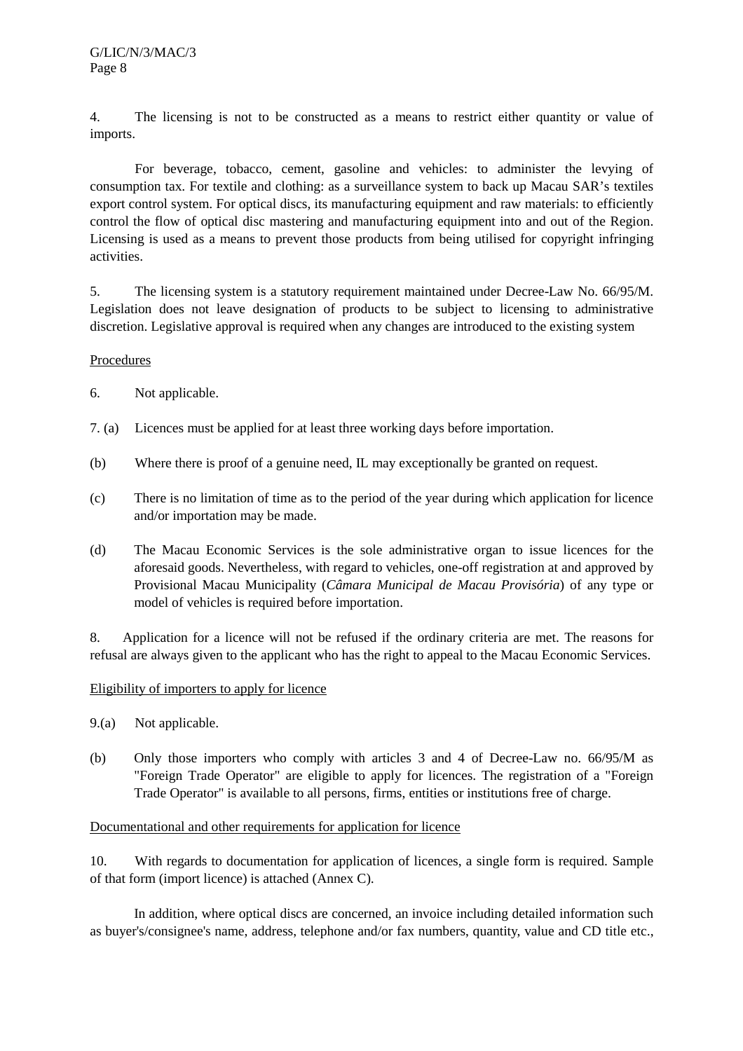4. The licensing is not to be constructed as a means to restrict either quantity or value of imports.

For beverage, tobacco, cement, gasoline and vehicles: to administer the levying of consumption tax. For textile and clothing: as a surveillance system to back up Macau SAR's textiles export control system. For optical discs, its manufacturing equipment and raw materials: to efficiently control the flow of optical disc mastering and manufacturing equipment into and out of the Region. Licensing is used as a means to prevent those products from being utilised for copyright infringing activities.

5. The licensing system is a statutory requirement maintained under Decree-Law No. 66/95/M. Legislation does not leave designation of products to be subject to licensing to administrative discretion. Legislative approval is required when any changes are introduced to the existing system

<u>Procedures</u>

6. Not applicable.

7. (a) Licences must be applied for at least three working days before importation.

(b) Where there is proof of a genuine need, IL may exceptionally be granted on request.

(c) There is no limitation of time as to the period of the year during which application for licence and/or importation may be made.

(d) The Macau Economic Services is the sole administrative organ to issue licences for the aforesaid goods. Nevertheless, with regard to vehicles, one-off registration at and approved by Provisional Macau Municipality (*Câmara Municipal de Macau Provisória*) of any type or model of vehicles is required before importation.

8. Application for a licence will not be refused if the ordinary criteria are met. The reasons for refusal are always given to the applicant who has the right to appeal to the Macau Economic Services.

<u>Eligibility of importers to apply for licence</u>

9.(a) Not applicable.

(b) Only those importers who comply with articles 3 and 4 of Decree-Law no. 66/95/M as "Foreign Trade Operator" are eligible to apply for licences. The registration of a "Foreign Trade Operator" is available to all persons, firms, entities or institutions free of charge.

<u>Documentational and other requirements for application for licence</u>

10. With regards to documentation for application of licences, a single form is required. Sample of that form (import licence) is attached (Annex C).

In addition, where optical discs are concerned, an invoice including detailed information such as buyer's/consignee's name, address, telephone and/or fax numbers, quantity, value and CD title etc.,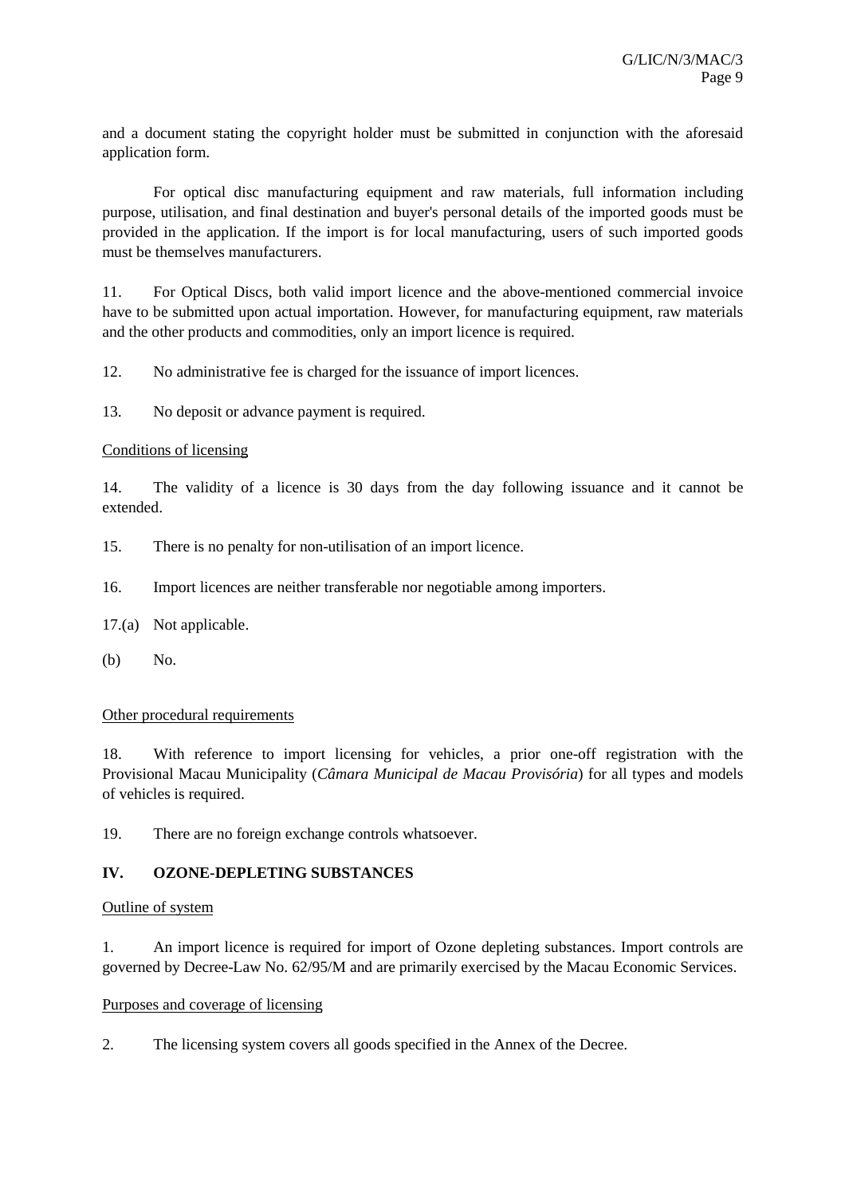and a document stating the copyright holder must be submitted in conjunction with the aforesaid application form.

For optical disc manufacturing equipment and raw materials, full information including purpose, utilisation, and final destination and buyer's personal details of the imported goods must be provided in the application. If the import is for local manufacturing, users of such imported goods must be themselves manufacturers.

11. For Optical Discs, both valid import licence and the above-mentioned commercial invoice have to be submitted upon actual importation. However, for manufacturing equipment, raw materials and the other products and commodities, only an import licence is required.

12. No administrative fee is charged for the issuance of import licences.

13. No deposit or advance payment is required.

Conditions of licensing

14. The validity of a licence is 30 days from the day following issuance and it cannot be extended.

15. There is no penalty for non-utilisation of an import licence.

16. Import licences are neither transferable nor negotiable among importers.

17.(a) Not applicable.

(b) No.

Other procedural requirements

18. With reference to import licensing for vehicles, a prior one-off registration with the Provisional Macau Municipality (*Câmara Municipal de Macau Provisória*) for all types and models of vehicles is required.

19. There are no foreign exchange controls whatsoever.

## IV. OZONE-DEPLETING SUBSTANCES

Outline of system

1. An import licence is required for import of Ozone depleting substances. Import controls are governed by Decree-Law No. 62/95/M and are primarily exercised by the Macau Economic Services.

Purposes and coverage of licensing

2. The licensing system covers all goods specified in the Annex of the Decree.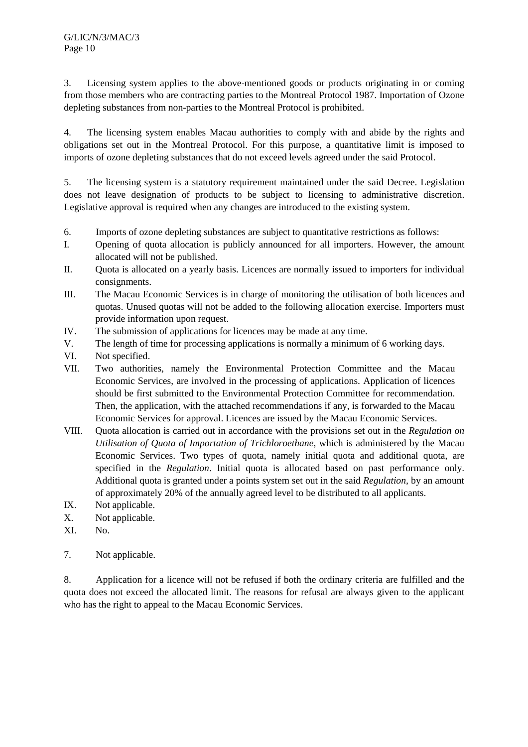3. Licensing system applies to the above-mentioned goods or products originating in or coming from those members who are contracting parties to the Montreal Protocol 1987. Importation of Ozone depleting substances from non-parties to the Montreal Protocol is prohibited.

4. The licensing system enables Macau authorities to comply with and abide by the rights and obligations set out in the Montreal Protocol. For this purpose, a quantitative limit is imposed to imports of ozone depleting substances that do not exceed levels agreed under the said Protocol.

5. The licensing system is a statutory requirement maintained under the said Decree. Legislation does not leave designation of products to be subject to licensing to administrative discretion. Legislative approval is required when any changes are introduced to the existing system.

6. Imports of ozone depleting substances are subject to quantitative restrictions as follows:

I. Opening of quota allocation is publicly announced for all importers. However, the amount allocated will not be published.

II. Quota is allocated on a yearly basis. Licences are normally issued to importers for individual consignments.

III. The Macau Economic Services is in charge of monitoring the utilisation of both licences and quotas. Unused quotas will not be added to the following allocation exercise. Importers must provide information upon request.

IV. The submission of applications for licences may be made at any time.

V. The length of time for processing applications is normally a minimum of 6 working days.

VI. Not specified.

VII. Two authorities, namely the Environmental Protection Committee and the Macau Economic Services, are involved in the processing of applications. Application of licences should be first submitted to the Environmental Protection Committee for recommendation. Then, the application, with the attached recommendations if any, is forwarded to the Macau Economic Services for approval. Licences are issued by the Macau Economic Services.

VIII. Quota allocation is carried out in accordance with the provisions set out in the *Regulation on Utilisation of Quota of Importation of Trichloroethane*, which is administered by the Macau Economic Services. Two types of quota, namely initial quota and additional quota, are specified in the *Regulation*. Initial quota is allocated based on past performance only. Additional quota is granted under a points system set out in the said *Regulation*, by an amount of approximately 20% of the annually agreed level to be distributed to all applicants.

IX. Not applicable.

X. Not applicable.

XI. No.

7. Not applicable.

8. Application for a licence will not be refused if both the ordinary criteria are fulfilled and the quota does not exceed the allocated limit. The reasons for refusal are always given to the applicant who has the right to appeal to the Macau Economic Services.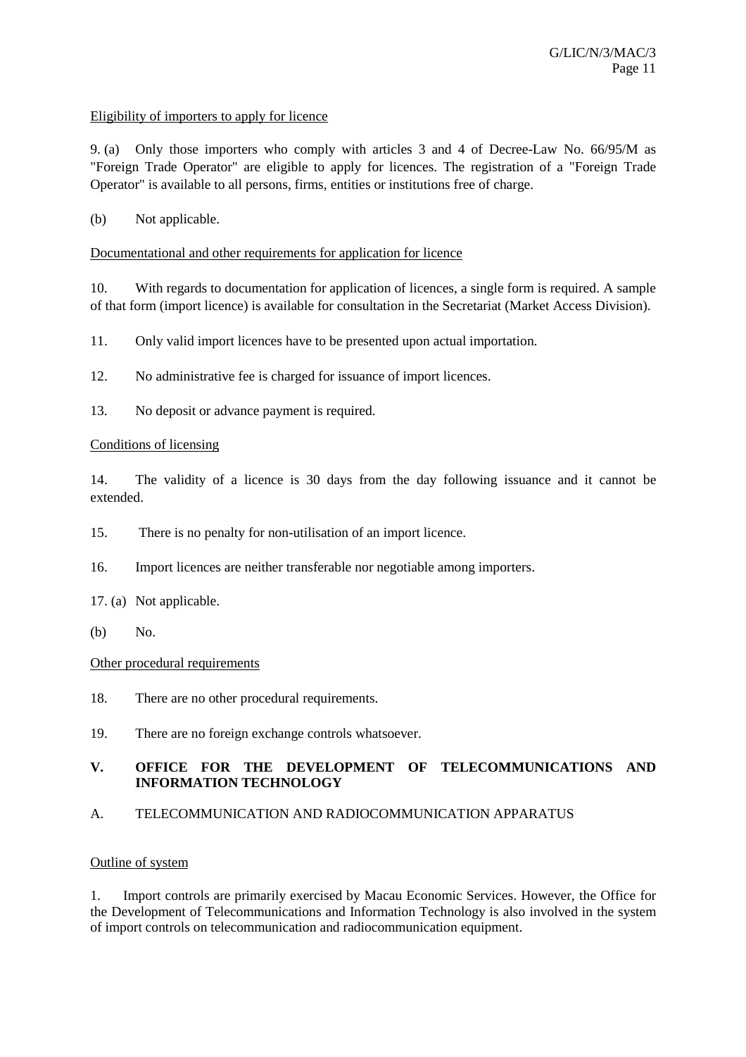Eligibility of importers to apply for licence

9. (a) Only those importers who comply with articles 3 and 4 of Decree-Law No. 66/95/M as "Foreign Trade Operator" are eligible to apply for licences. The registration of a "Foreign Trade Operator" is available to all persons, firms, entities or institutions free of charge.

(b) Not applicable.

Documentational and other requirements for application for licence

10. With regards to documentation for application of licences, a single form is required. A sample of that form (import licence) is available for consultation in the Secretariat (Market Access Division).

11. Only valid import licences have to be presented upon actual importation.

12. No administrative fee is charged for issuance of import licences.

13. No deposit or advance payment is required.

Conditions of licensing

14. The validity of a licence is 30 days from the day following issuance and it cannot be extended.

15. There is no penalty for non-utilisation of an import licence.

16. Import licences are neither transferable nor negotiable among importers.

17. (a) Not applicable.

(b) No.

Other procedural requirements

18. There are no other procedural requirements.

19. There are no foreign exchange controls whatsoever.

## V. OFFICE FOR THE DEVELOPMENT OF TELECOMMUNICATIONS AND INFORMATION TECHNOLOGY

### A. TELECOMMUNICATION AND RADIOCOMMUNICATION APPARATUS

Outline of system

1. Import controls are primarily exercised by Macau Economic Services. However, the Office for the Development of Telecommunications and Information Technology is also involved in the system of import controls on telecommunication and radiocommunication equipment.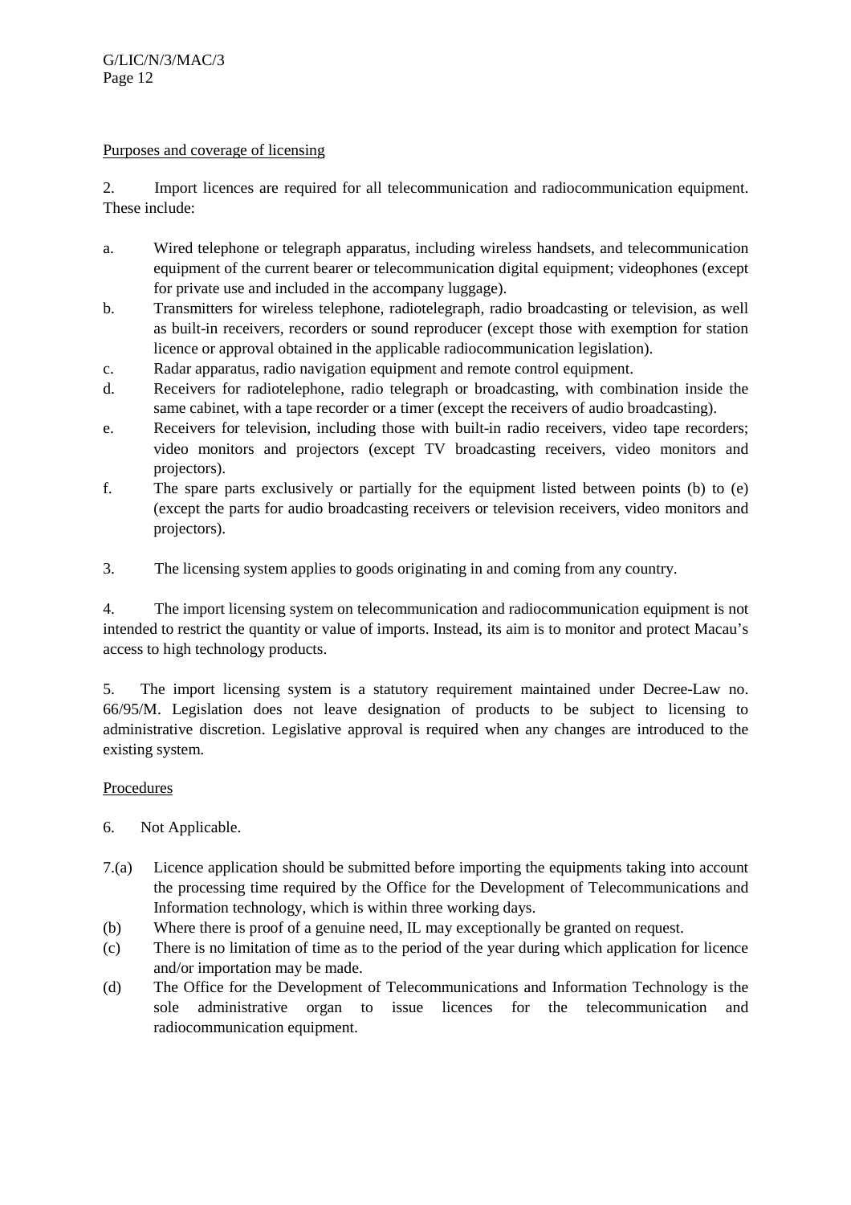Purposes and coverage of licensing

2. Import licences are required for all telecommunication and radiocommunication equipment. These include:

a. Wired telephone or telegraph apparatus, including wireless handsets, and telecommunication equipment of the current bearer or telecommunication digital equipment; videophones (except for private use and included in the accompany luggage).
b. Transmitters for wireless telephone, radiotelegraph, radio broadcasting or television, as well as built-in receivers, recorders or sound reproducer (except those with exemption for station licence or approval obtained in the applicable radiocommunication legislation).
c. Radar apparatus, radio navigation equipment and remote control equipment.
d. Receivers for radiotelephone, radio telegraph or broadcasting, with combination inside the same cabinet, with a tape recorder or a timer (except the receivers of audio broadcasting).
e. Receivers for television, including those with built-in radio receivers, video tape recorders; video monitors and projectors (except TV broadcasting receivers, video monitors and projectors).
f. The spare parts exclusively or partially for the equipment listed between points (b) to (e) (except the parts for audio broadcasting receivers or television receivers, video monitors and projectors).

3. The licensing system applies to goods originating in and coming from any country.

4. The import licensing system on telecommunication and radiocommunication equipment is not intended to restrict the quantity or value of imports. Instead, its aim is to monitor and protect Macau's access to high technology products.

5. The import licensing system is a statutory requirement maintained under Decree-Law no. 66/95/M. Legislation does not leave designation of products to be subject to licensing to administrative discretion. Legislative approval is required when any changes are introduced to the existing system.

Procedures

6. Not Applicable.

7.(a) Licence application should be submitted before importing the equipments taking into account the processing time required by the Office for the Development of Telecommunications and Information technology, which is within three working days.

(b) Where there is proof of a genuine need, IL may exceptionally be granted on request.

(c) There is no limitation of time as to the period of the year during which application for licence and/or importation may be made.

(d) The Office for the Development of Telecommunications and Information Technology is the sole administrative organ to issue licences for the telecommunication and radiocommunication equipment.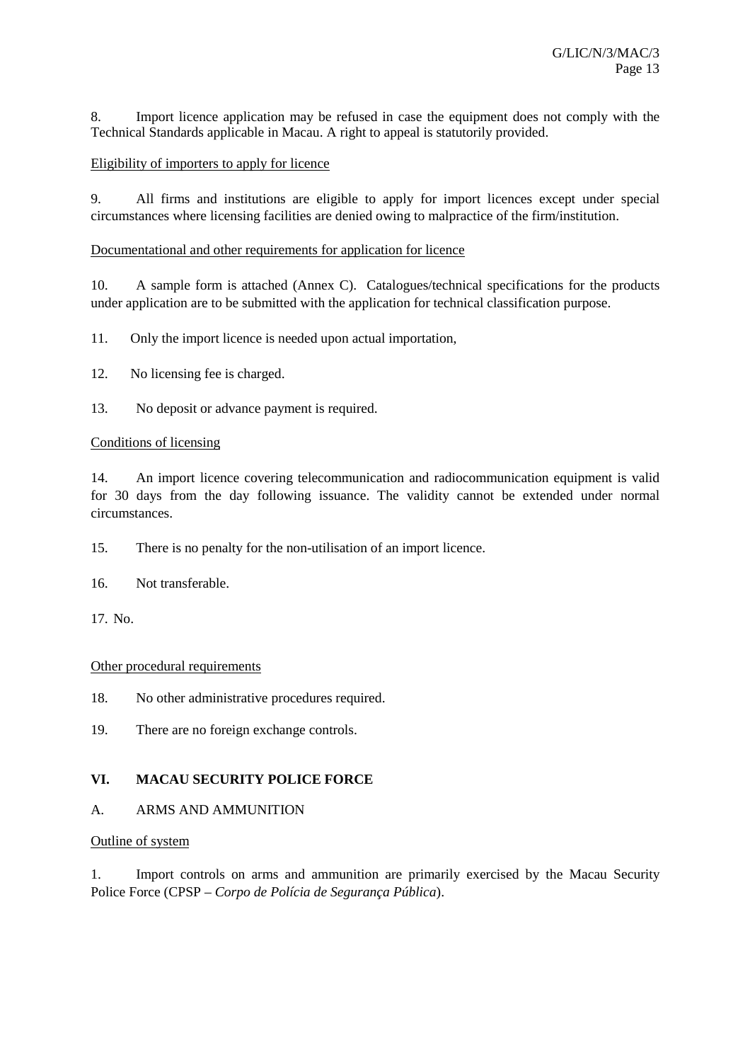8. Import licence application may be refused in case the equipment does not comply with the Technical Standards applicable in Macau. A right to appeal is statutorily provided.

Eligibility of importers to apply for licence

9. All firms and institutions are eligible to apply for import licences except under special circumstances where licensing facilities are denied owing to malpractice of the firm/institution.

Documentational and other requirements for application for licence

10. A sample form is attached (Annex C). Catalogues/technical specifications for the products under application are to be submitted with the application for technical classification purpose.

11. Only the import licence is needed upon actual importation,

12. No licensing fee is charged.

13. No deposit or advance payment is required.

Conditions of licensing

14. An import licence covering telecommunication and radiocommunication equipment is valid for 30 days from the day following issuance. The validity cannot be extended under normal circumstances.

15. There is no penalty for the non-utilisation of an import licence.

16. Not transferable.

17. No.

Other procedural requirements

18. No other administrative procedures required.

19. There are no foreign exchange controls.

## VI. MACAU SECURITY POLICE FORCE

### A. ARMS AND AMMUNITION

Outline of system

1. Import controls on arms and ammunition are primarily exercised by the Macau Security Police Force (CPSP – *Corpo de Polícia de Segurança Pública*).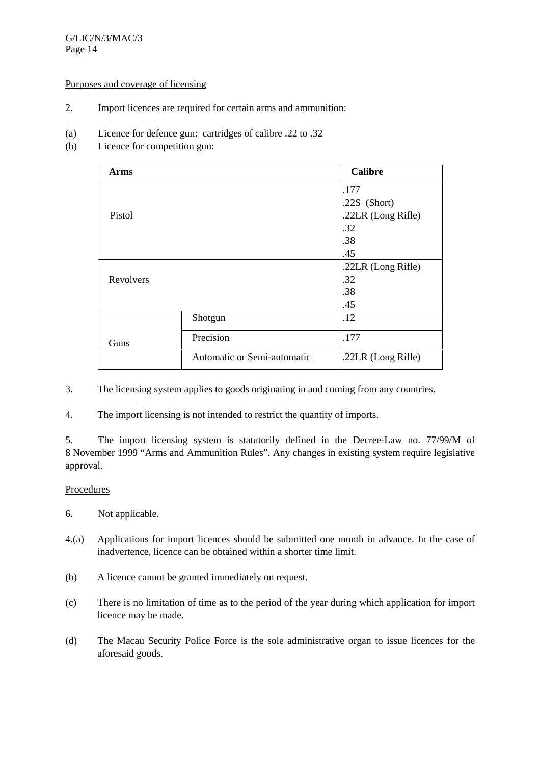Purposes and coverage of licensing

2. Import licences are required for certain arms and ammunition:

(a) Licence for defence gun: cartridges of calibre .22 to .32

(b) Licence for competition gun:

| Arms | | Calibre |
|---|---|---|
| Pistol | | .177<br>.22S (Short)<br>.22LR (Long Rifle)<br>.32<br>.38<br>.45 |
| Revolvers | | .22LR (Long Rifle)<br>.32<br>.38<br>.45 |
| Guns | Shotgun | .12 |
| | Precision | .177 |
| | Automatic or Semi-automatic | .22LR (Long Rifle) |

3. The licensing system applies to goods originating in and coming from any countries.

4. The import licensing is not intended to restrict the quantity of imports.

5. The import licensing system is statutorily defined in the Decree-Law no. 77/99/M of 8 November 1999 "Arms and Ammunition Rules". Any changes in existing system require legislative approval.

Procedures

6. Not applicable.

4.(a) Applications for import licences should be submitted one month in advance. In the case of inadvertence, licence can be obtained within a shorter time limit.

(b) A licence cannot be granted immediately on request.

(c) There is no limitation of time as to the period of the year during which application for import licence may be made.

(d) The Macau Security Police Force is the sole administrative organ to issue licences for the aforesaid goods.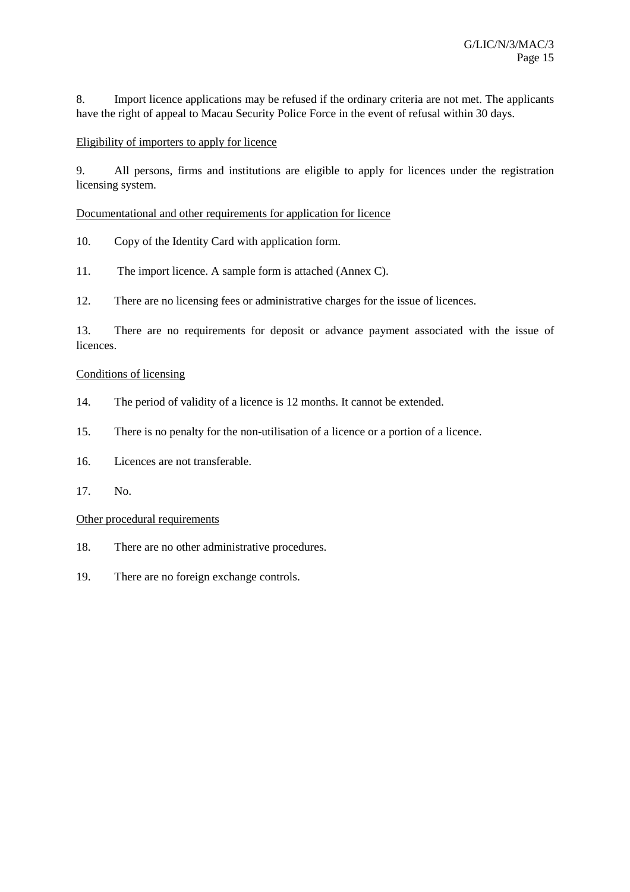8. Import licence applications may be refused if the ordinary criteria are not met. The applicants have the right of appeal to Macau Security Police Force in the event of refusal within 30 days.

<u>Eligibility of importers to apply for licence</u>

9. All persons, firms and institutions are eligible to apply for licences under the registration licensing system.

<u>Documentational and other requirements for application for licence</u>

10. Copy of the Identity Card with application form.

11. The import licence. A sample form is attached (Annex C).

12. There are no licensing fees or administrative charges for the issue of licences.

13. There are no requirements for deposit or advance payment associated with the issue of licences.

<u>Conditions of licensing</u>

14. The period of validity of a licence is 12 months. It cannot be extended.

15. There is no penalty for the non-utilisation of a licence or a portion of a licence.

16. Licences are not transferable.

17. No.

<u>Other procedural requirements</u>

18. There are no other administrative procedures.

19. There are no foreign exchange controls.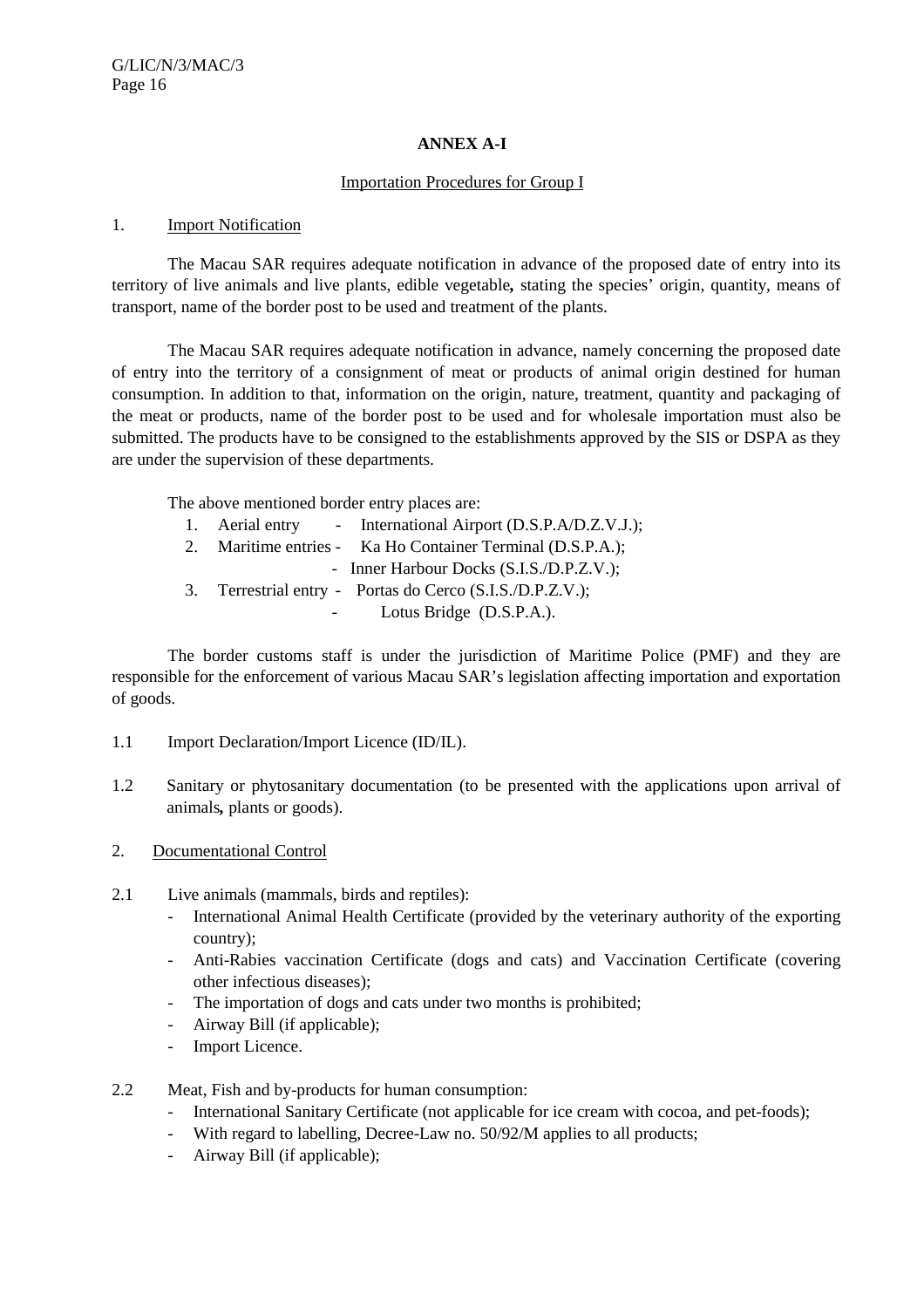**ANNEX A-I**

Importation Procedures for Group I

1. Import Notification

The Macau SAR requires adequate notification in advance of the proposed date of entry into its territory of live animals and live plants, edible vegetable**,** stating the species' origin, quantity, means of transport, name of the border post to be used and treatment of the plants.

The Macau SAR requires adequate notification in advance, namely concerning the proposed date of entry into the territory of a consignment of meat or products of animal origin destined for human consumption. In addition to that, information on the origin, nature, treatment, quantity and packaging of the meat or products, name of the border post to be used and for wholesale importation must also be submitted. The products have to be consigned to the establishments approved by the SIS or DSPA as they are under the supervision of these departments.

The above mentioned border entry places are:

1. Aerial entry - International Airport (D.S.P.A/D.Z.V.J.);
2. Maritime entries - Ka Ho Container Terminal (D.S.P.A.);
   - Inner Harbour Docks (S.I.S./D.P.Z.V.);
3. Terrestrial entry - Portas do Cerco (S.I.S./D.P.Z.V.);
   - Lotus Bridge (D.S.P.A.).

The border customs staff is under the jurisdiction of Maritime Police (PMF) and they are responsible for the enforcement of various Macau SAR's legislation affecting importation and exportation of goods.

1.1 Import Declaration/Import Licence (ID/IL).

1.2 Sanitary or phytosanitary documentation (to be presented with the applications upon arrival of animals**,** plants or goods).

2. Documentational Control

2.1 Live animals (mammals, birds and reptiles):
- International Animal Health Certificate (provided by the veterinary authority of the exporting country);
- Anti-Rabies vaccination Certificate (dogs and cats) and Vaccination Certificate (covering other infectious diseases);
- The importation of dogs and cats under two months is prohibited;
- Airway Bill (if applicable);
- Import Licence.

2.2 Meat, Fish and by-products for human consumption:
- International Sanitary Certificate (not applicable for ice cream with cocoa, and pet-foods);
- With regard to labelling, Decree-Law no. 50/92/M applies to all products;
- Airway Bill (if applicable);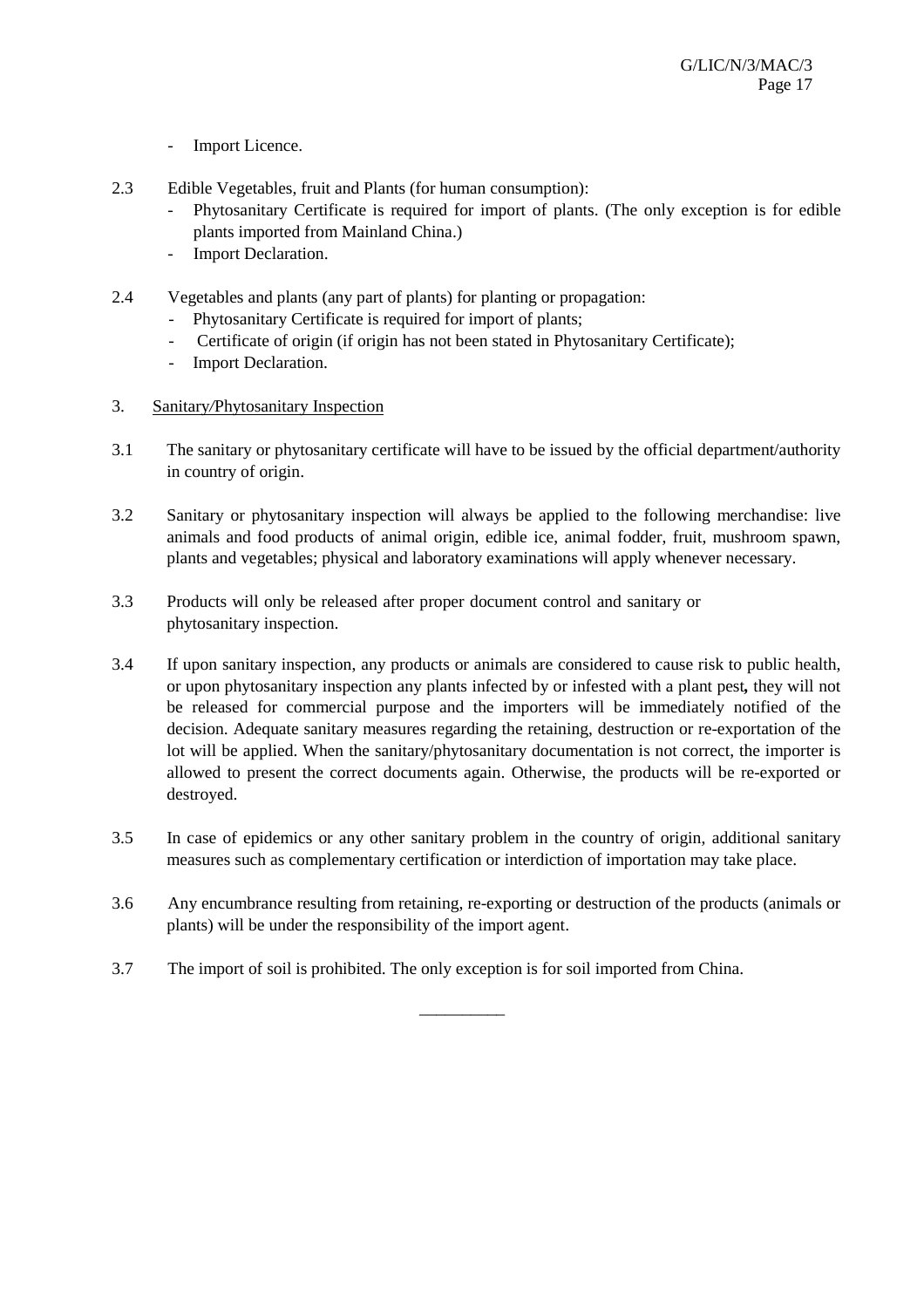- Import Licence.

2.3 Edible Vegetables, fruit and Plants (for human consumption):
   - Phytosanitary Certificate is required for import of plants. (The only exception is for edible plants imported from Mainland China.)
   - Import Declaration.

2.4 Vegetables and plants (any part of plants) for planting or propagation:
   - Phytosanitary Certificate is required for import of plants;
   - Certificate of origin (if origin has not been stated in Phytosanitary Certificate);
   - Import Declaration.

3. Sanitary/Phytosanitary Inspection

3.1 The sanitary or phytosanitary certificate will have to be issued by the official department/authority in country of origin.

3.2 Sanitary or phytosanitary inspection will always be applied to the following merchandise: live animals and food products of animal origin, edible ice, animal fodder, fruit, mushroom spawn, plants and vegetables; physical and laboratory examinations will apply whenever necessary.

3.3 Products will only be released after proper document control and sanitary or phytosanitary inspection.

3.4 If upon sanitary inspection, any products or animals are considered to cause risk to public health, or upon phytosanitary inspection any plants infected by or infested with a plant pest**,** they will not be released for commercial purpose and the importers will be immediately notified of the decision. Adequate sanitary measures regarding the retaining, destruction or re-exportation of the lot will be applied. When the sanitary/phytosanitary documentation is not correct, the importer is allowed to present the correct documents again. Otherwise, the products will be re-exported or destroyed.

3.5 In case of epidemics or any other sanitary problem in the country of origin, additional sanitary measures such as complementary certification or interdiction of importation may take place.

3.6 Any encumbrance resulting from retaining, re-exporting or destruction of the products (animals or plants) will be under the responsibility of the import agent.

3.7 The import of soil is prohibited. The only exception is for soil imported from China.

__________